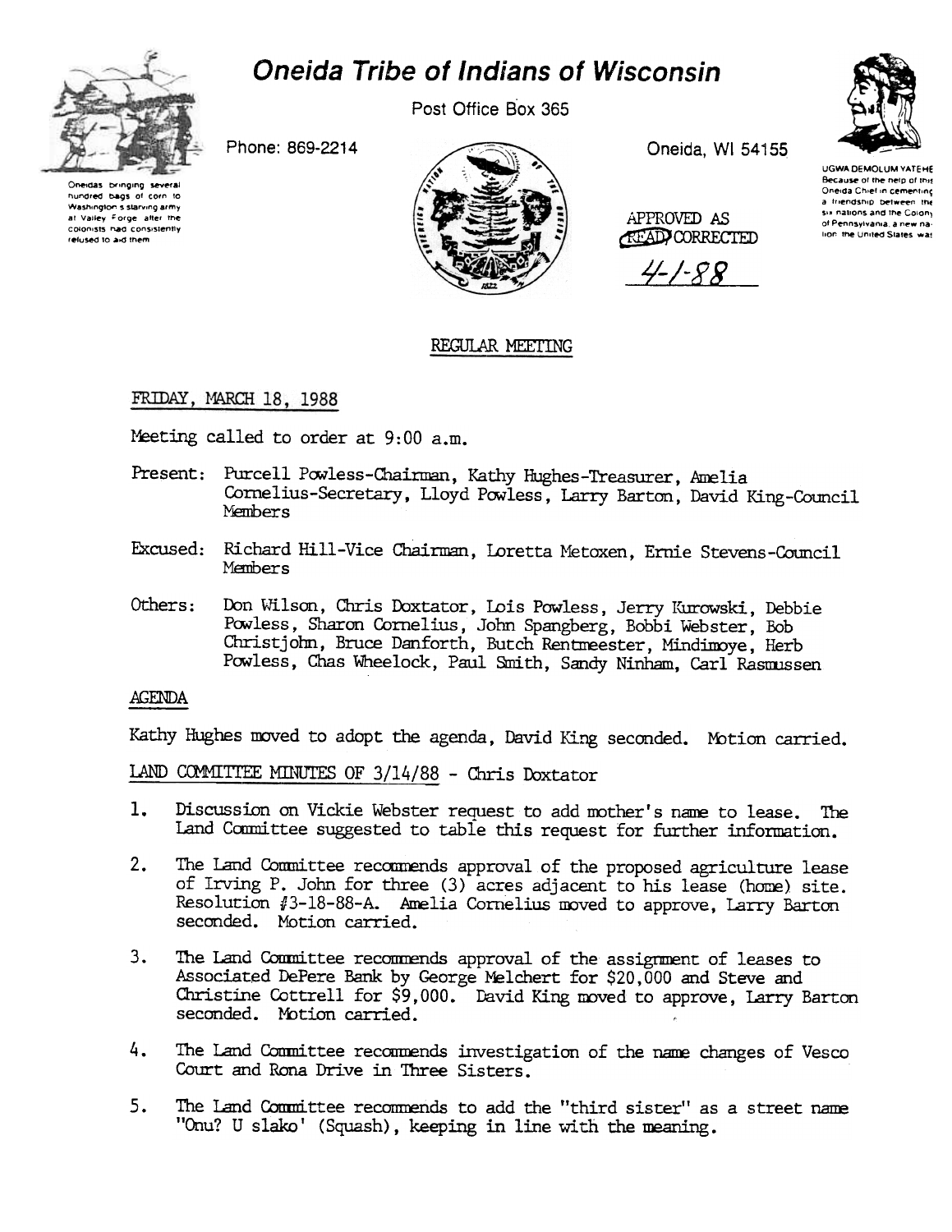# Oneida Tribe of Indians of Wisconsin

Post Office Box 365

Phone: 869-2214

Oneida, WI 54155

Oneidas bringing several hundred bags of corn to Washington's starving army at Valley Forge after the colonists had consistently refused to aid them

UGWA DEMOLUM YATEHE Because of the help of this Oneida Chief in cementing a friendship between the six nations and the Colony of Pennsylvania, a new nation the United States was

APPROVED AS READ/CORRECTED

4-1-88

## REGULAR MEETING

FRIDAY, MARCH 18, 1988

Meeting called to order at 9:00 a.m.

Present: Purcell Powless-Chairman, Kathy Hughes-Treasurer, Amelia Cornelius-Secretary, Lloyd Powless, Larry Barton, David King-Council Members

Excused: Richard Hill-Vice Chairman, Loretta Metoxen, Ernie Stevens-Council Members

Others: Don Wilson, Chris Doxtator, Lois Powless, Jerry Kurowski, Debbie Powless, Sharon Cornelius, John Spangberg, Bobbi Webster, Bob Christjohn, Bruce Danforth, Butch Rentmeester, Mindimoye, Herb Powless, Chas Wheelock, Paul Smith, Sandy Ninham, Carl Rasmussen

AGENDA

Kathy Hughes moved to adopt the agenda, David King seconded. Motion carried.

LAND COMMITTEE MINUTES OF 3/14/88 - Chris Doxtator

1. Discussion on Vickie Webster request to add mother's name to lease. The Land Committee suggested to table this request for further information.
2. The Land Committee recommends approval of the proposed agriculture lease of Irving P. John for three (3) acres adjacent to his lease (home) site. Resolution #3-18-88-A. Amelia Cornelius moved to approve, Larry Barton seconded. Motion carried.
3. The Land Committee recommends approval of the assignment of leases to Associated DePere Bank by George Melchert for $20,000 and Steve and Christine Cottrell for $9,000. David King moved to approve, Larry Barton seconded. Motion carried.
4. The Land Committee recommends investigation of the name changes of Vesco Court and Rona Drive in Three Sisters.
5. The Land Committee recommends to add the "third sister" as a street name "Onu? U slako' (Squash), keeping in line with the meaning.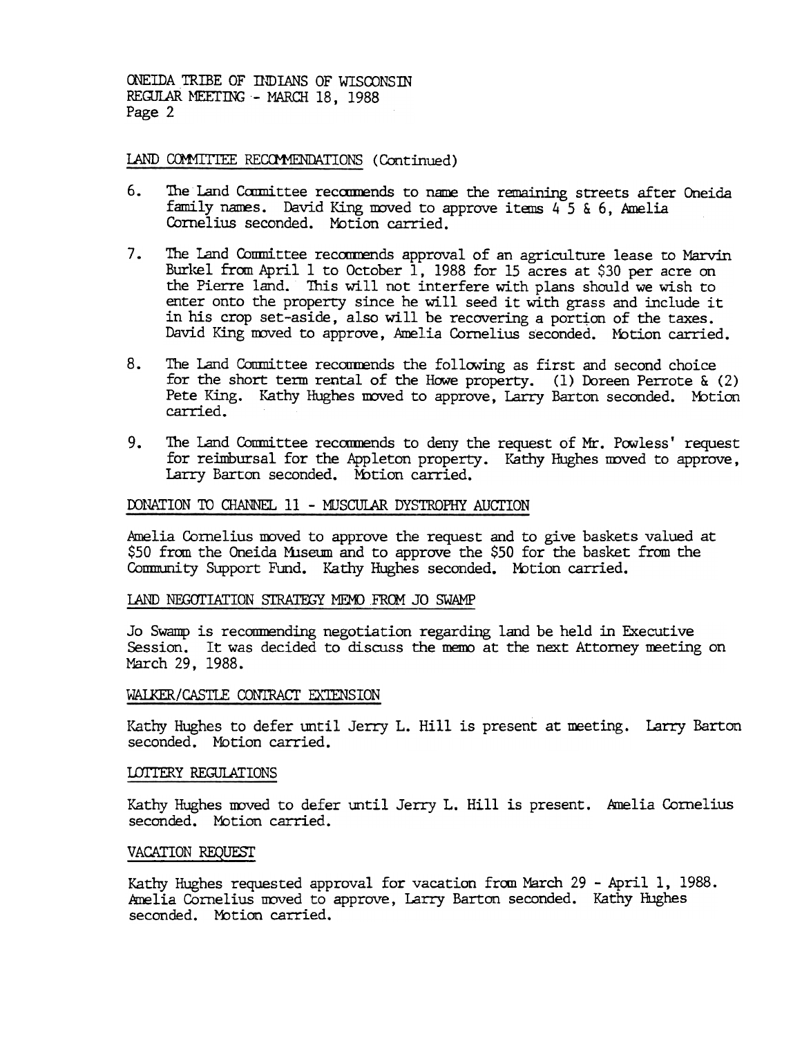## LAND COMMITTEE RECOMMENDATIONS (Continued)

6. The Land Committee recommends to name the remaining streets after Oneida family names. David King moved to approve items 4 5 & 6, Amelia Cornelius seconded. Motion carried.

7. The Land Committee recommends approval of an agriculture lease to Marvin Burkel from April 1 to October 1, 1988 for 15 acres at $30 per acre on the Pierre land. This will not interfere with plans should we wish to enter onto the property since he will seed it with grass and include it in his crop set-aside, also will be recovering a portion of the taxes. David King moved to approve, Amelia Cornelius seconded. Motion carried.

8. The Land Committee recommends the following as first and second choice for the short term rental of the Howe property. (1) Doreen Perrote & (2) Pete King. Kathy Hughes moved to approve, Larry Barton seconded. Motion carried.

9. The Land Committee recommends to deny the request of Mr. Powless' request for reimbursal for the Appleton property. Kathy Hughes moved to approve, Larry Barton seconded. Motion carried.

## DONATION TO CHANNEL 11 - MUSCULAR DYSTROPHY AUCTION

Amelia Cornelius moved to approve the request and to give baskets valued at $50 from the Oneida Museum and to approve the $50 for the basket from the Community Support Fund. Kathy Hughes seconded. Motion carried.

## LAND NEGOTIATION STRATEGY MEMO FROM JO SWAMP

Jo Swamp is recommending negotiation regarding land be held in Executive Session. It was decided to discuss the memo at the next Attorney meeting on March 29, 1988.

## WALKER/CASTLE CONTRACT EXTENSION

Kathy Hughes to defer until Jerry L. Hill is present at meeting. Larry Barton seconded. Motion carried.

## LOTTERY REGULATIONS

Kathy Hughes moved to defer until Jerry L. Hill is present. Amelia Cornelius seconded. Motion carried.

## VACATION REQUEST

Kathy Hughes requested approval for vacation from March 29 - April 1, 1988. Amelia Cornelius moved to approve, Larry Barton seconded. Kathy Hughes seconded. Motion carried.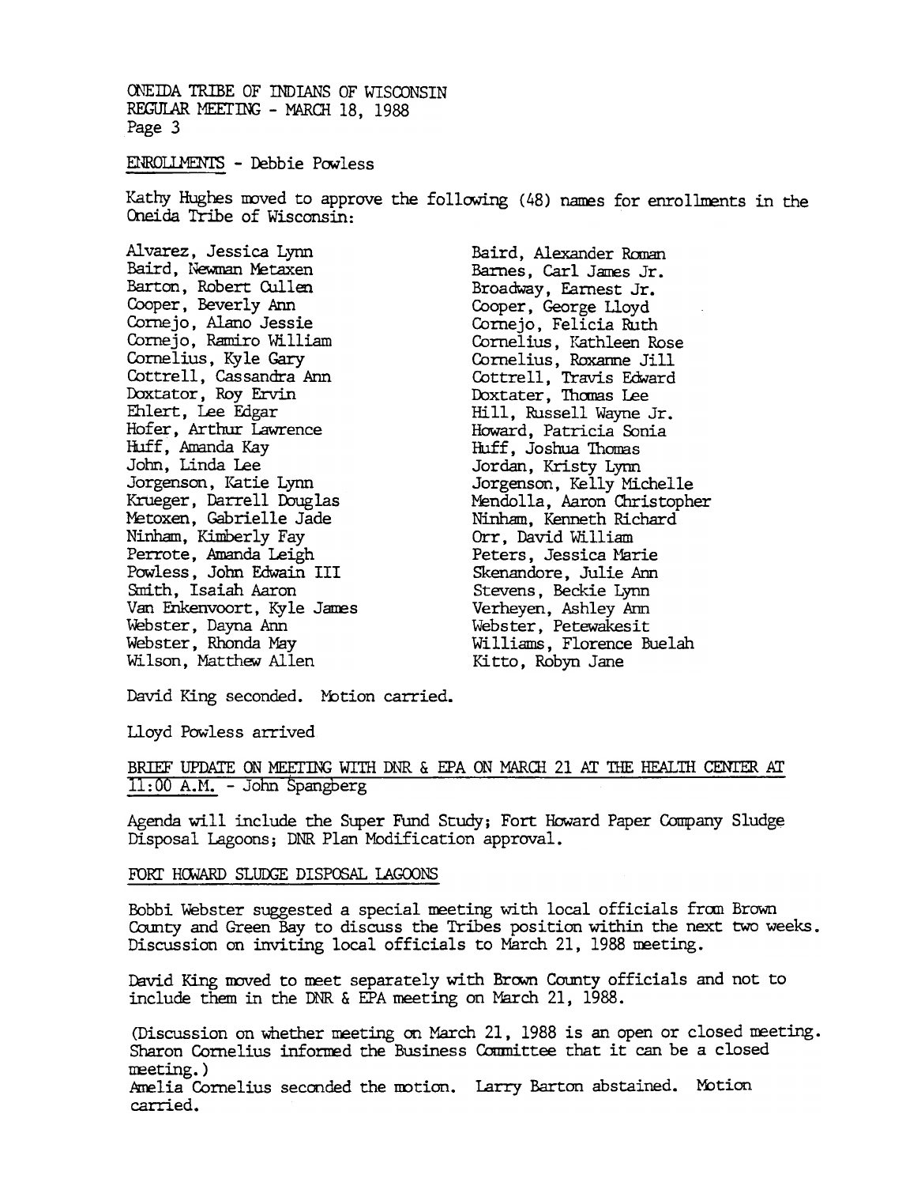ENROLLMENTS - Debbie Powless

Kathy Hughes moved to approve the following (48) names for enrollments in the Oneida Tribe of Wisconsin:

Alvarez, Jessica Lynn
Baird, Newman Metaxen
Barton, Robert Cullen
Cooper, Beverly Ann
Cornejo, Alano Jessie
Cornejo, Ramiro William
Cornelius, Kyle Gary
Cottrell, Cassandra Ann
Doxtator, Roy Ervin
Ehlert, Lee Edgar
Hofer, Arthur Lawrence
Huff, Amanda Kay
John, Linda Lee
Jorgenson, Katie Lynn
Krueger, Darrell Douglas
Metoxen, Gabrielle Jade
Ninham, Kimberly Fay
Perrote, Amanda Leigh
Powless, John Edwain III
Smith, Isaiah Aaron
Van Enkenvoort, Kyle James
Webster, Dayna Ann
Webster, Rhonda May
Wilson, Matthew Allen
Baird, Alexander Roman
Barnes, Carl James Jr.
Broadway, Earnest Jr.
Cooper, George Lloyd
Cornejo, Felicia Ruth
Cornelius, Kathleen Rose
Cornelius, Roxanne Jill
Cottrell, Travis Edward
Doxtater, Thomas Lee
Hill, Russell Wayne Jr.
Howard, Patricia Sonia
Huff, Joshua Thomas
Jordan, Kristy Lynn
Jorgenson, Kelly Michelle
Mendolla, Aaron Christopher
Ninham, Kenneth Richard
Orr, David William
Peters, Jessica Marie
Skenandore, Julie Ann
Stevens, Beckie Lynn
Verheyen, Ashley Ann
Webster, Petewakesit
Williams, Florence Buelah
Kitto, Robyn Jane

David King seconded. Motion carried.

Lloyd Powless arrived

BRIEF UPDATE ON MEETING WITH DNR & EPA ON MARCH 21 AT THE HEALTH CENTER AT 11:00 A.M. - John Spangberg

Agenda will include the Super Fund Study; Fort Howard Paper Company Sludge Disposal Lagoons; DNR Plan Modification approval.

FORT HOWARD SLUDGE DISPOSAL LAGOONS

Bobbi Webster suggested a special meeting with local officials from Brown County and Green Bay to discuss the Tribes position within the next two weeks. Discussion on inviting local officials to March 21, 1988 meeting.

David King moved to meet separately with Brown County officials and not to include them in the DNR & EPA meeting on March 21, 1988.

(Discussion on whether meeting on March 21, 1988 is an open or closed meeting. Sharon Cornelius informed the Business Committee that it can be a closed meeting.)
Amelia Cornelius seconded the motion. Larry Barton abstained. Motion carried.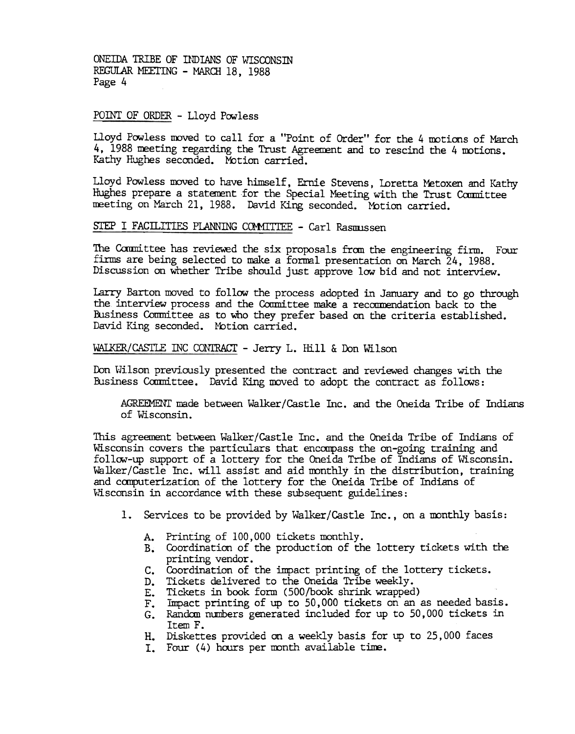POINT OF ORDER - Lloyd Powless

Lloyd Powless moved to call for a "Point of Order" for the 4 motions of March 4, 1988 meeting regarding the Trust Agreement and to rescind the 4 motions. Kathy Hughes seconded. Motion carried.

Lloyd Powless moved to have himself, Ernie Stevens, Loretta Metoxen and Kathy Hughes prepare a statement for the Special Meeting with the Trust Committee meeting on March 21, 1988. David King seconded. Motion carried.

STEP I FACILITIES PLANNING COMMITTEE - Carl Rasmussen

The Committee has reviewed the six proposals from the engineering firm. Four firms are being selected to make a formal presentation on March 24, 1988. Discussion on whether Tribe should just approve low bid and not interview.

Larry Barton moved to follow the process adopted in January and to go through the interview process and the Committee make a recommendation back to the Business Committee as to who they prefer based on the criteria established. David King seconded. Motion carried.

WALKER/CASTLE INC CONTRACT - Jerry L. Hill & Don Wilson

Don Wilson previously presented the contract and reviewed changes with the Business Committee. David King moved to adopt the contract as follows:

> AGREEMENT made between Walker/Castle Inc. and the Oneida Tribe of Indians of Wisconsin.

This agreement between Walker/Castle Inc. and the Oneida Tribe of Indians of Wisconsin covers the particulars that encompass the on-going training and follow-up support of a lottery for the Oneida Tribe of Indians of Wisconsin. Walker/Castle Inc. will assist and aid monthly in the distribution, training and computerization of the lottery for the Oneida Tribe of Indians of Wisconsin in accordance with these subsequent guidelines:

1. Services to be provided by Walker/Castle Inc., on a monthly basis:
   - A. Printing of 100,000 tickets monthly.
   - B. Coordination of the production of the lottery tickets with the printing vendor.
   - C. Coordination of the impact printing of the lottery tickets.
   - D. Tickets delivered to the Oneida Tribe weekly.
   - E. Tickets in book form (500/book shrink wrapped)
   - F. Impact printing of up to 50,000 tickets on an as needed basis.
   - G. Random numbers generated included for up to 50,000 tickets in Item F.
   - H. Diskettes provided on a weekly basis for up to 25,000 faces
   - I. Four (4) hours per month available time.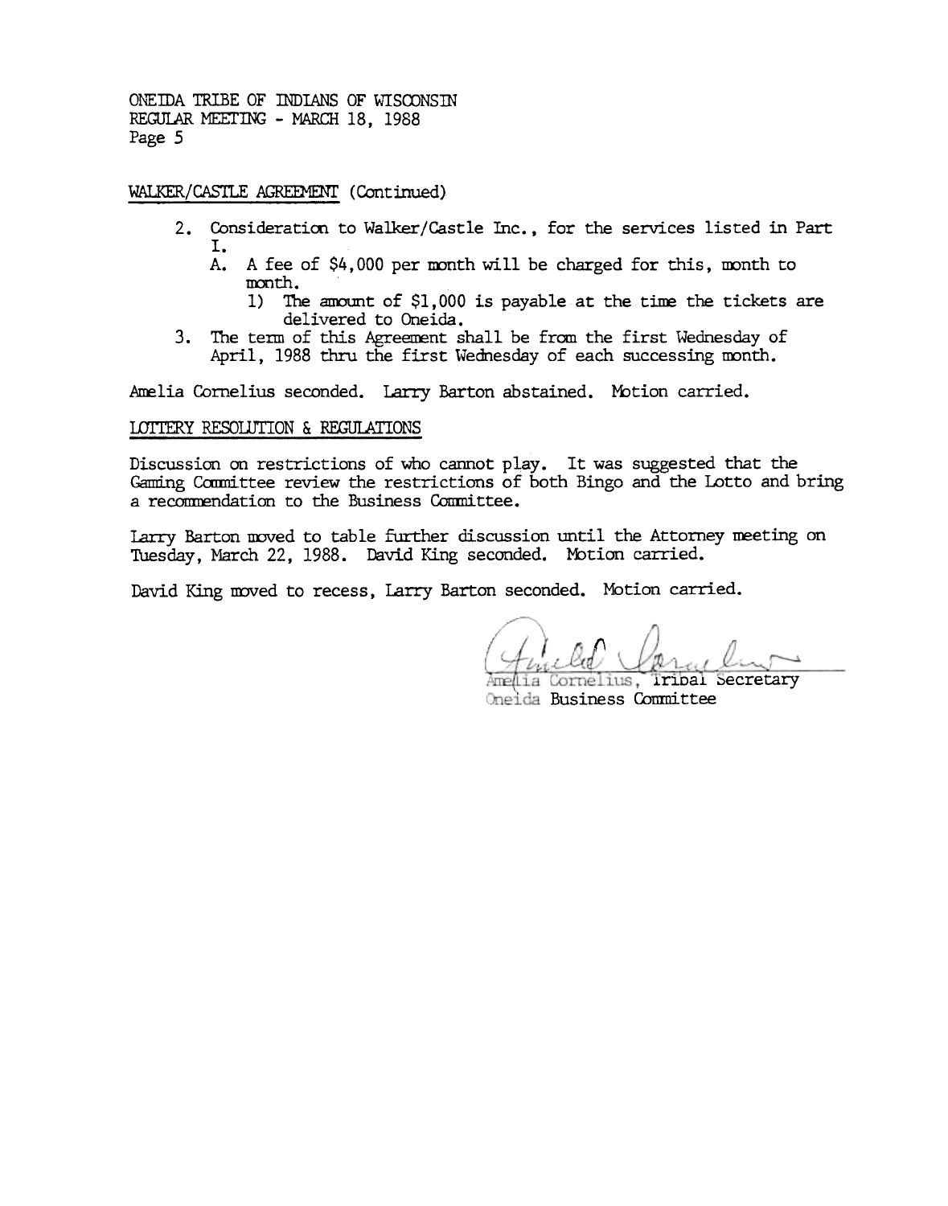ONEIDA TRIBE OF INDIANS OF WISCONSIN
REGULAR MEETING - MARCH 18, 1988
Page 5

WALKER/CASTLE AGREEMENT (Continued)

2. Consideration to Walker/Castle Inc., for the services listed in Part I.
   A. A fee of $4,000 per month will be charged for this, month to month.
      1) The amount of $1,000 is payable at the time the tickets are delivered to Oneida.
3. The term of this Agreement shall be from the first Wednesday of April, 1988 thru the first Wednesday of each successing month.

Amelia Cornelius seconded. Larry Barton abstained. Motion carried.

LOTTERY RESOLUTION & REGULATIONS

Discussion on restrictions of who cannot play. It was suggested that the Gaming Committee review the restrictions of both Bingo and the Lotto and bring a recommendation to the Business Committee.

Larry Barton moved to table further discussion until the Attorney meeting on Tuesday, March 22, 1988. David King seconded. Motion carried.

David King moved to recess, Larry Barton seconded. Motion carried.

Amelia Cornelius, Tribal Secretary
Oneida Business Committee